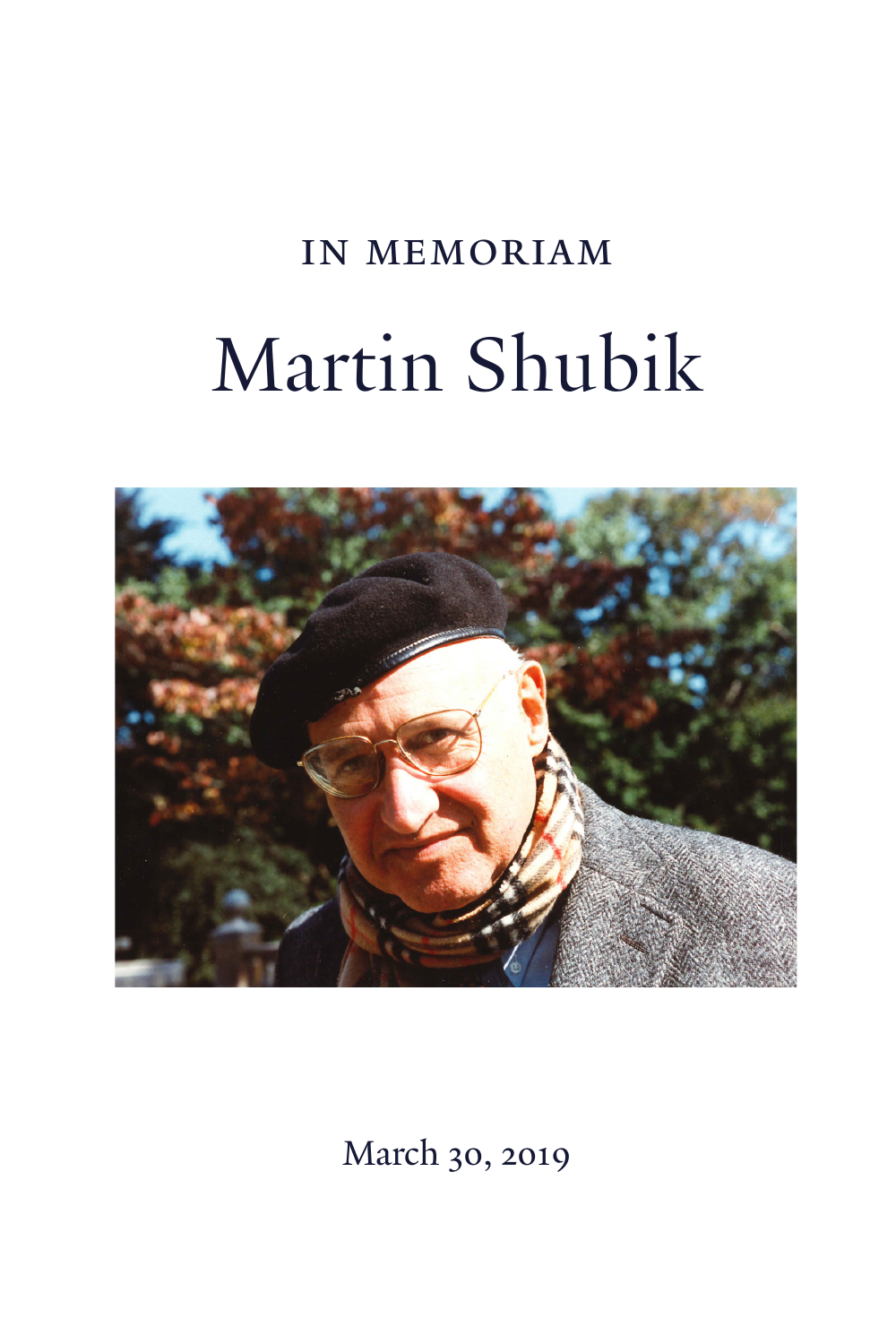IN MEMORIAM

# Martin Shubik

March 30, 2019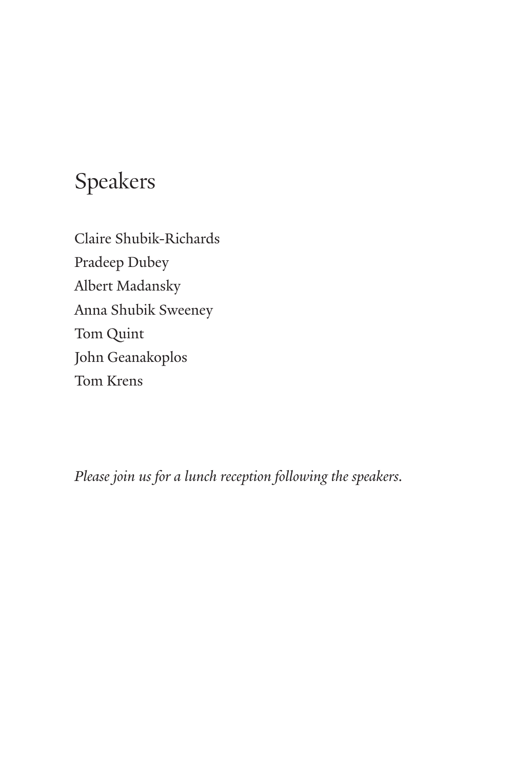# Speakers

Claire Shubik-Richards
Pradeep Dubey
Albert Madansky
Anna Shubik Sweeney
Tom Quint
John Geanakoplos
Tom Krens

*Please join us for a lunch reception following the speakers.*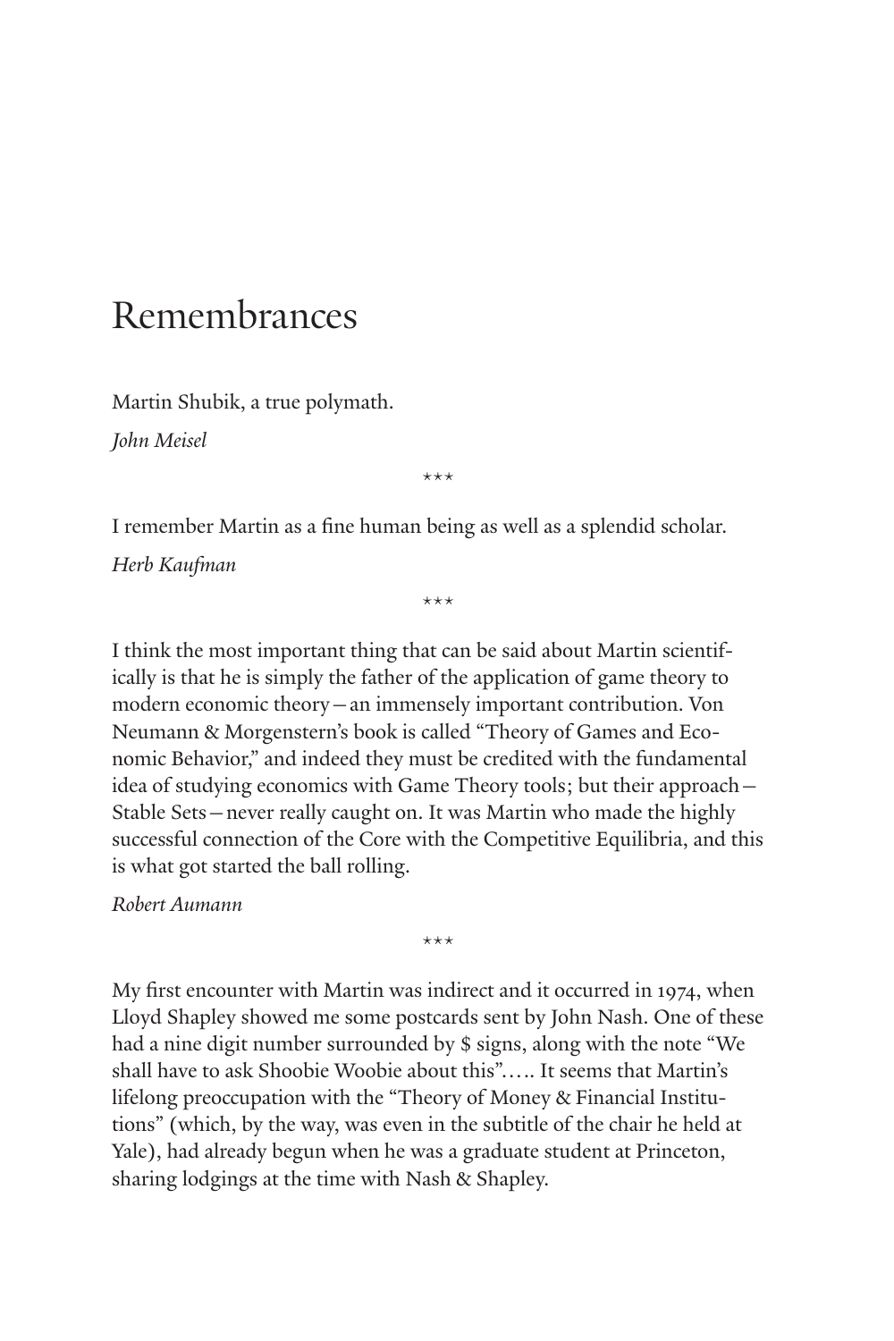# Remembrances

Martin Shubik, a true polymath.

*John Meisel*

\*\*\*

I remember Martin as a fine human being as well as a splendid scholar.

*Herb Kaufman*

\*\*\*

I think the most important thing that can be said about Martin scientifically is that he is simply the father of the application of game theory to modern economic theory—an immensely important contribution. Von Neumann & Morgenstern's book is called "Theory of Games and Economic Behavior," and indeed they must be credited with the fundamental idea of studying economics with Game Theory tools; but their approach—Stable Sets—never really caught on. It was Martin who made the highly successful connection of the Core with the Competitive Equilibria, and this is what got started the ball rolling.

*Robert Aumann*

\*\*\*

My first encounter with Martin was indirect and it occurred in 1974, when Lloyd Shapley showed me some postcards sent by John Nash. One of these had a nine digit number surrounded by $ signs, along with the note "We shall have to ask Shoobie Woobie about this"….. It seems that Martin's lifelong preoccupation with the "Theory of Money & Financial Institutions" (which, by the way, was even in the subtitle of the chair he held at Yale), had already begun when he was a graduate student at Princeton, sharing lodgings at the time with Nash & Shapley.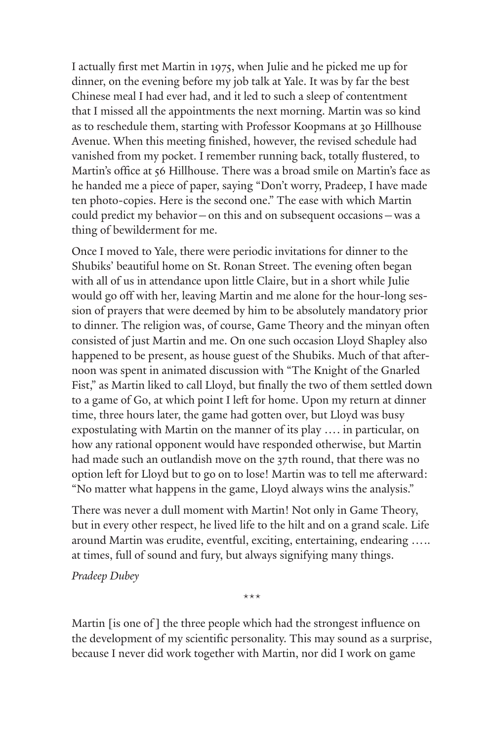I actually first met Martin in 1975, when Julie and he picked me up for dinner, on the evening before my job talk at Yale. It was by far the best Chinese meal I had ever had, and it led to such a sleep of contentment that I missed all the appointments the next morning. Martin was so kind as to reschedule them, starting with Professor Koopmans at 30 Hillhouse Avenue. When this meeting finished, however, the revised schedule had vanished from my pocket. I remember running back, totally flustered, to Martin's office at 56 Hillhouse. There was a broad smile on Martin's face as he handed me a piece of paper, saying "Don't worry, Pradeep, I have made ten photo-copies. Here is the second one." The ease with which Martin could predict my behavior—on this and on subsequent occasions—was a thing of bewilderment for me.

Once I moved to Yale, there were periodic invitations for dinner to the Shubiks' beautiful home on St. Ronan Street. The evening often began with all of us in attendance upon little Claire, but in a short while Julie would go off with her, leaving Martin and me alone for the hour-long session of prayers that were deemed by him to be absolutely mandatory prior to dinner. The religion was, of course, Game Theory and the minyan often consisted of just Martin and me. On one such occasion Lloyd Shapley also happened to be present, as house guest of the Shubiks. Much of that afternoon was spent in animated discussion with "The Knight of the Gnarled Fist," as Martin liked to call Lloyd, but finally the two of them settled down to a game of Go, at which point I left for home. Upon my return at dinner time, three hours later, the game had gotten over, but Lloyd was busy expostulating with Martin on the manner of its play …. in particular, on how any rational opponent would have responded otherwise, but Martin had made such an outlandish move on the 37th round, that there was no option left for Lloyd but to go on to lose! Martin was to tell me afterward: "No matter what happens in the game, Lloyd always wins the analysis."

There was never a dull moment with Martin! Not only in Game Theory, but in every other respect, he lived life to the hilt and on a grand scale. Life around Martin was erudite, eventful, exciting, entertaining, endearing ….. at times, full of sound and fury, but always signifying many things.

*Pradeep Dubey*

***

Martin [is one of ] the three people which had the strongest influence on the development of my scientific personality. This may sound as a surprise, because I never did work together with Martin, nor did I work on game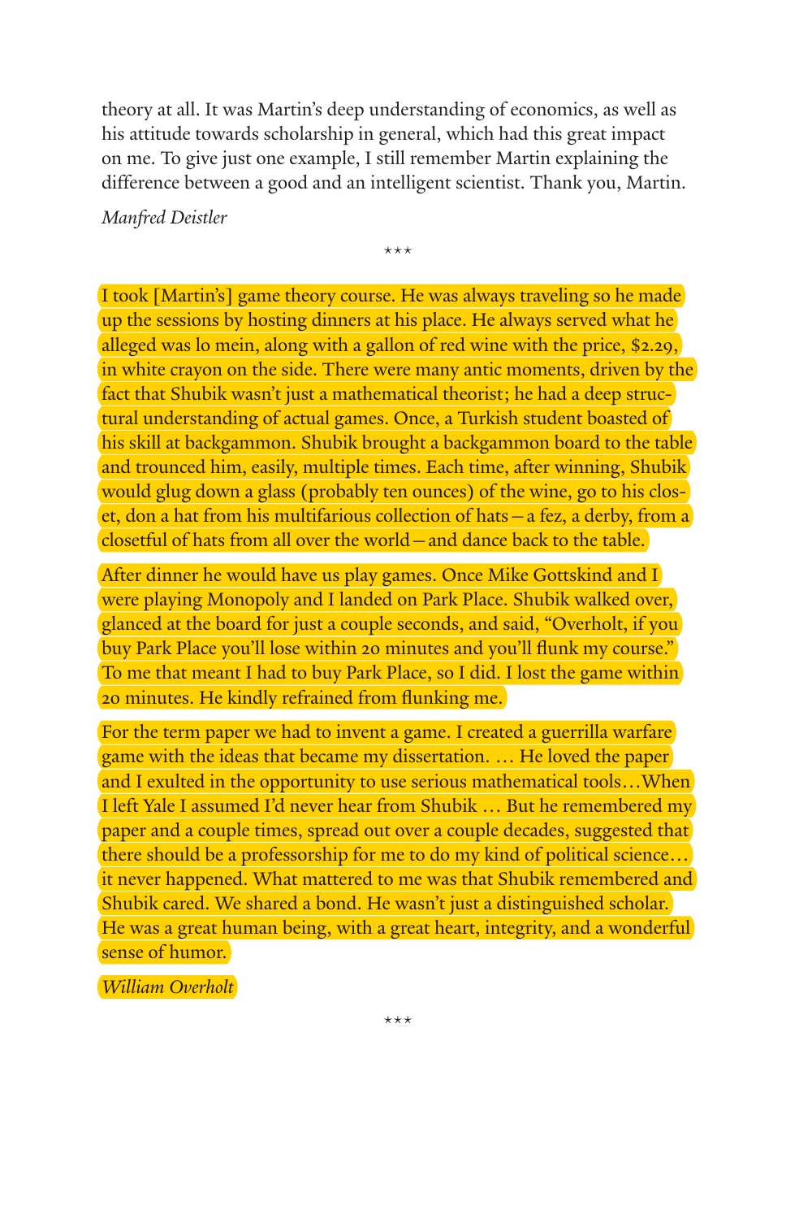theory at all. It was Martin's deep understanding of economics, as well as his attitude towards scholarship in general, which had this great impact on me. To give just one example, I still remember Martin explaining the difference between a good and an intelligent scientist. Thank you, Martin.

*Manfred Deistler*

\*\*\*

I took [Martin's] game theory course. He was always traveling so he made up the sessions by hosting dinners at his place. He always served what he alleged was lo mein, along with a gallon of red wine with the price, $2.29, in white crayon on the side. There were many antic moments, driven by the fact that Shubik wasn't just a mathematical theorist; he had a deep structural understanding of actual games. Once, a Turkish student boasted of his skill at backgammon. Shubik brought a backgammon board to the table and trounced him, easily, multiple times. Each time, after winning, Shubik would glug down a glass (probably ten ounces) of the wine, go to his closet, don a hat from his multifarious collection of hats—a fez, a derby, from a closetful of hats from all over the world—and dance back to the table.

After dinner he would have us play games. Once Mike Gottskind and I were playing Monopoly and I landed on Park Place. Shubik walked over, glanced at the board for just a couple seconds, and said, "Overholt, if you buy Park Place you'll lose within 20 minutes and you'll flunk my course." To me that meant I had to buy Park Place, so I did. I lost the game within 20 minutes. He kindly refrained from flunking me.

For the term paper we had to invent a game. I created a guerrilla warfare game with the ideas that became my dissertation. … He loved the paper and I exulted in the opportunity to use serious mathematical tools…When I left Yale I assumed I'd never hear from Shubik … But he remembered my paper and a couple times, spread out over a couple decades, suggested that there should be a professorship for me to do my kind of political science… it never happened. What mattered to me was that Shubik remembered and Shubik cared. We shared a bond. He wasn't just a distinguished scholar. He was a great human being, with a great heart, integrity, and a wonderful sense of humor.

*William Overholt*

\*\*\*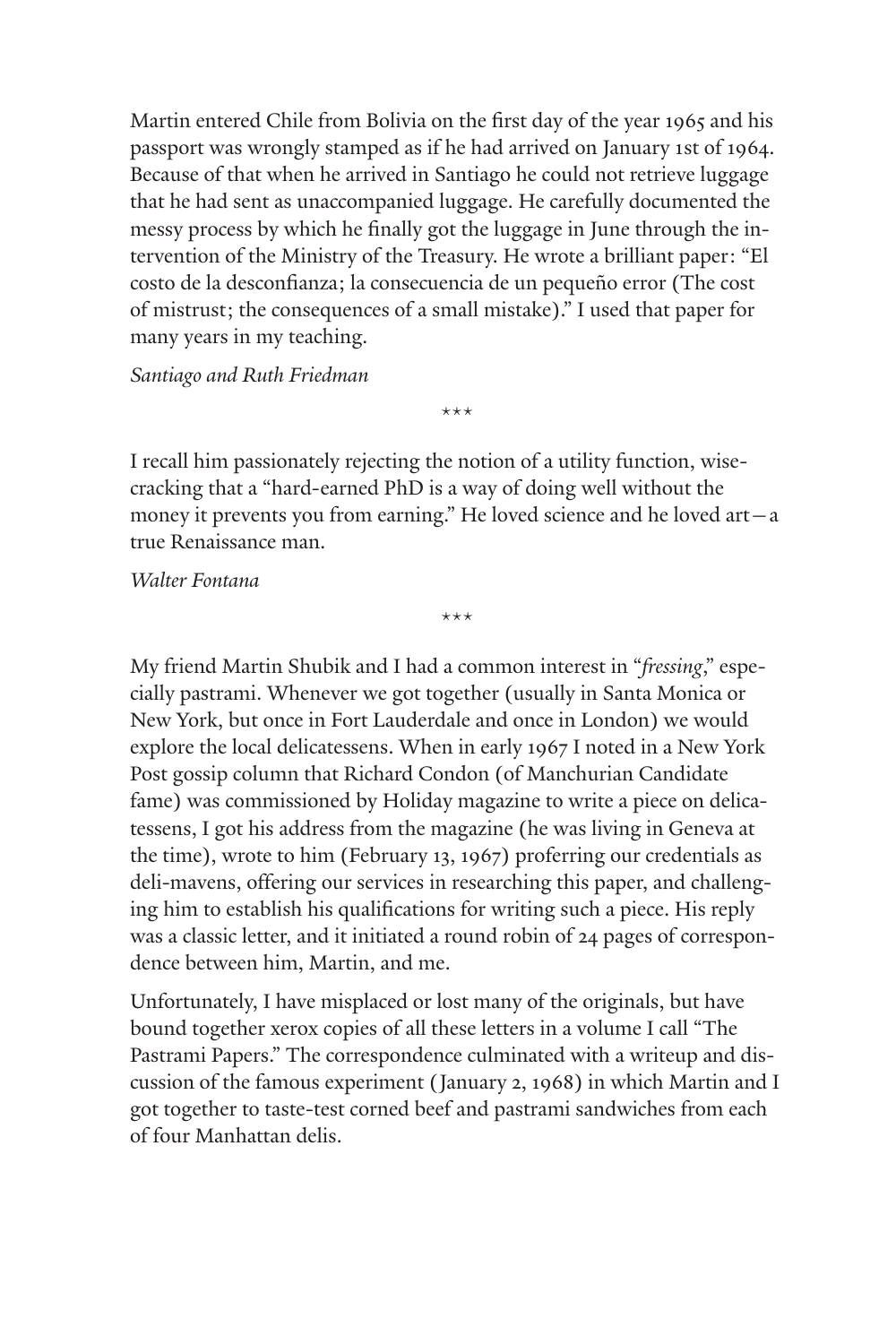Martin entered Chile from Bolivia on the first day of the year 1965 and his passport was wrongly stamped as if he had arrived on January 1st of 1964. Because of that when he arrived in Santiago he could not retrieve luggage that he had sent as unaccompanied luggage. He carefully documented the messy process by which he finally got the luggage in June through the intervention of the Ministry of the Treasury. He wrote a brilliant paper: "El costo de la desconfianza; la consecuencia de un pequeño error (The cost of mistrust; the consequences of a small mistake)." I used that paper for many years in my teaching.

*Santiago and Ruth Friedman*

\*\*\*

I recall him passionately rejecting the notion of a utility function, wisecracking that a "hard-earned PhD is a way of doing well without the money it prevents you from earning." He loved science and he loved art—a true Renaissance man.

*Walter Fontana*

\*\*\*

My friend Martin Shubik and I had a common interest in "*fressing*," especially pastrami. Whenever we got together (usually in Santa Monica or New York, but once in Fort Lauderdale and once in London) we would explore the local delicatessens. When in early 1967 I noted in a New York Post gossip column that Richard Condon (of Manchurian Candidate fame) was commissioned by Holiday magazine to write a piece on delicatessens, I got his address from the magazine (he was living in Geneva at the time), wrote to him (February 13, 1967) proferring our credentials as deli-mavens, offering our services in researching this paper, and challenging him to establish his qualifications for writing such a piece. His reply was a classic letter, and it initiated a round robin of 24 pages of correspondence between him, Martin, and me.

Unfortunately, I have misplaced or lost many of the originals, but have bound together xerox copies of all these letters in a volume I call "The Pastrami Papers." The correspondence culminated with a writeup and discussion of the famous experiment (January 2, 1968) in which Martin and I got together to taste-test corned beef and pastrami sandwiches from each of four Manhattan delis.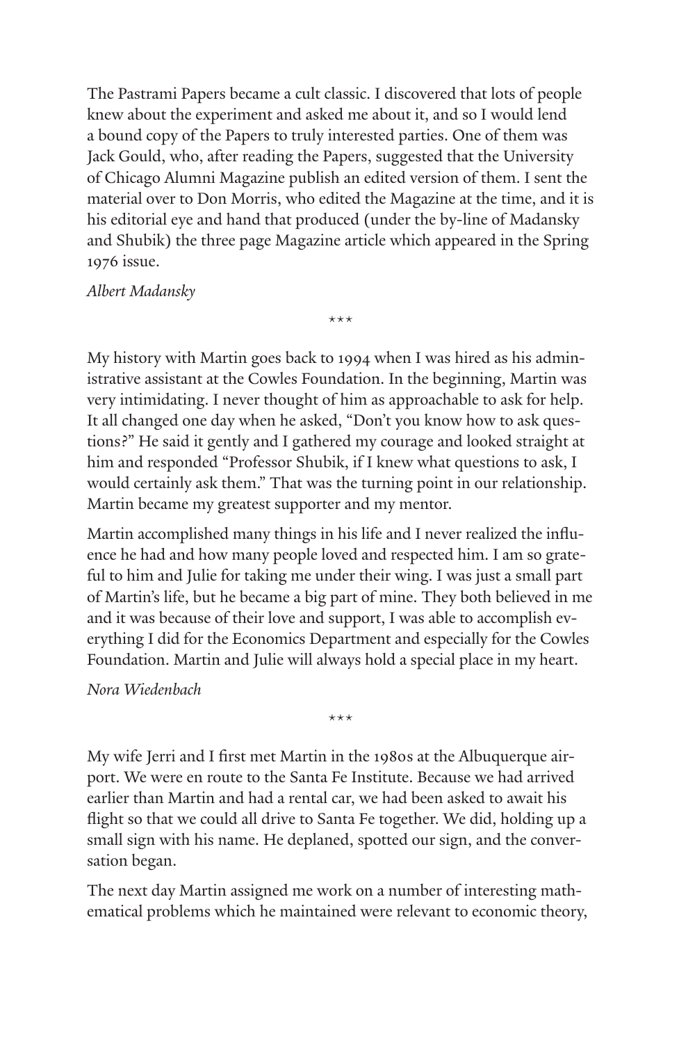The Pastrami Papers became a cult classic. I discovered that lots of people knew about the experiment and asked me about it, and so I would lend a bound copy of the Papers to truly interested parties. One of them was Jack Gould, who, after reading the Papers, suggested that the University of Chicago Alumni Magazine publish an edited version of them. I sent the material over to Don Morris, who edited the Magazine at the time, and it is his editorial eye and hand that produced (under the by-line of Madansky and Shubik) the three page Magazine article which appeared in the Spring 1976 issue.

*Albert Madansky*

\*\*\*

My history with Martin goes back to 1994 when I was hired as his administrative assistant at the Cowles Foundation. In the beginning, Martin was very intimidating. I never thought of him as approachable to ask for help. It all changed one day when he asked, "Don't you know how to ask questions?" He said it gently and I gathered my courage and looked straight at him and responded "Professor Shubik, if I knew what questions to ask, I would certainly ask them." That was the turning point in our relationship. Martin became my greatest supporter and my mentor.

Martin accomplished many things in his life and I never realized the influence he had and how many people loved and respected him. I am so grateful to him and Julie for taking me under their wing. I was just a small part of Martin's life, but he became a big part of mine. They both believed in me and it was because of their love and support, I was able to accomplish everything I did for the Economics Department and especially for the Cowles Foundation. Martin and Julie will always hold a special place in my heart.

*Nora Wiedenbach*

\*\*\*

My wife Jerri and I first met Martin in the 1980s at the Albuquerque airport. We were en route to the Santa Fe Institute. Because we had arrived earlier than Martin and had a rental car, we had been asked to await his flight so that we could all drive to Santa Fe together. We did, holding up a small sign with his name. He deplaned, spotted our sign, and the conversation began.

The next day Martin assigned me work on a number of interesting mathematical problems which he maintained were relevant to economic theory,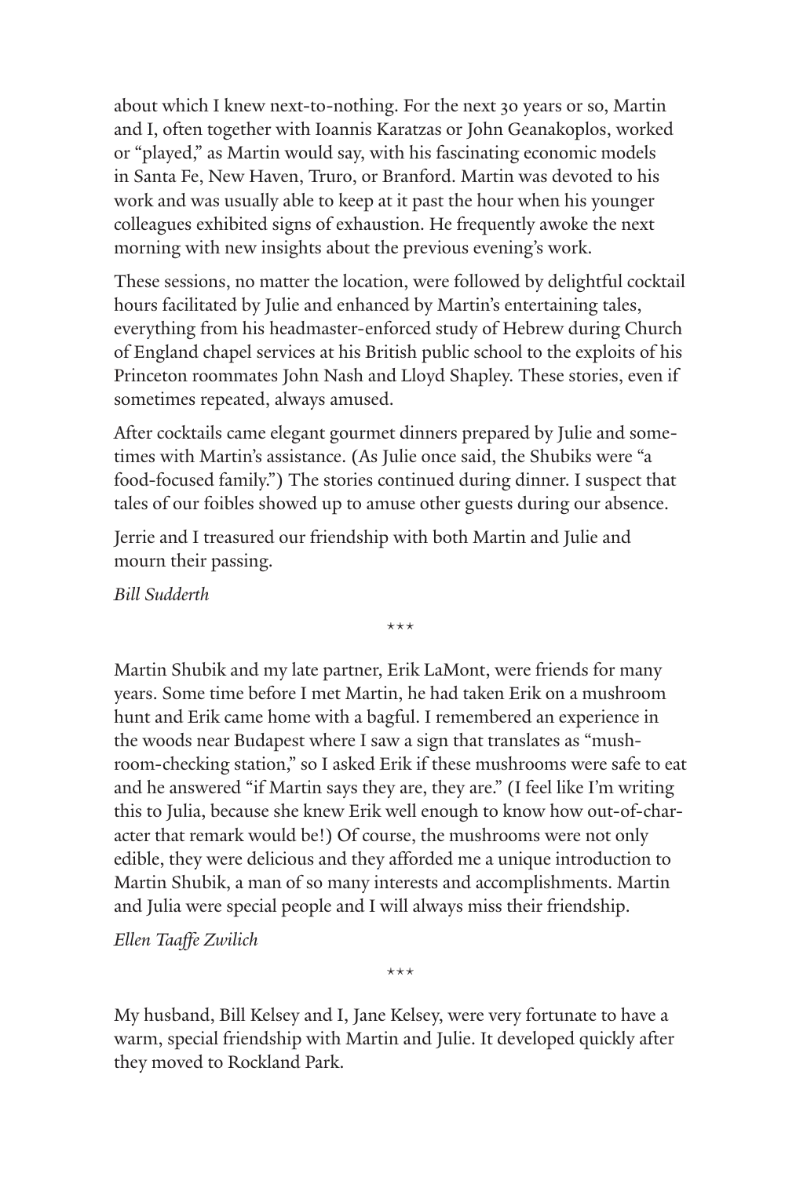about which I knew next-to-nothing. For the next 30 years or so, Martin and I, often together with Ioannis Karatzas or John Geanakoplos, worked or "played," as Martin would say, with his fascinating economic models in Santa Fe, New Haven, Truro, or Branford. Martin was devoted to his work and was usually able to keep at it past the hour when his younger colleagues exhibited signs of exhaustion. He frequently awoke the next morning with new insights about the previous evening's work.

These sessions, no matter the location, were followed by delightful cocktail hours facilitated by Julie and enhanced by Martin's entertaining tales, everything from his headmaster-enforced study of Hebrew during Church of England chapel services at his British public school to the exploits of his Princeton roommates John Nash and Lloyd Shapley. These stories, even if sometimes repeated, always amused.

After cocktails came elegant gourmet dinners prepared by Julie and sometimes with Martin's assistance. (As Julie once said, the Shubiks were "a food-focused family.") The stories continued during dinner. I suspect that tales of our foibles showed up to amuse other guests during our absence.

Jerrie and I treasured our friendship with both Martin and Julie and mourn their passing.

*Bill Sudderth*

\*\*\*

Martin Shubik and my late partner, Erik LaMont, were friends for many years. Some time before I met Martin, he had taken Erik on a mushroom hunt and Erik came home with a bagful. I remembered an experience in the woods near Budapest where I saw a sign that translates as "mushroom-checking station," so I asked Erik if these mushrooms were safe to eat and he answered "if Martin says they are, they are." (I feel like I'm writing this to Julia, because she knew Erik well enough to know how out-of-character that remark would be!) Of course, the mushrooms were not only edible, they were delicious and they afforded me a unique introduction to Martin Shubik, a man of so many interests and accomplishments. Martin and Julia were special people and I will always miss their friendship.

*Ellen Taaffe Zwilich*

\*\*\*

My husband, Bill Kelsey and I, Jane Kelsey, were very fortunate to have a warm, special friendship with Martin and Julie. It developed quickly after they moved to Rockland Park.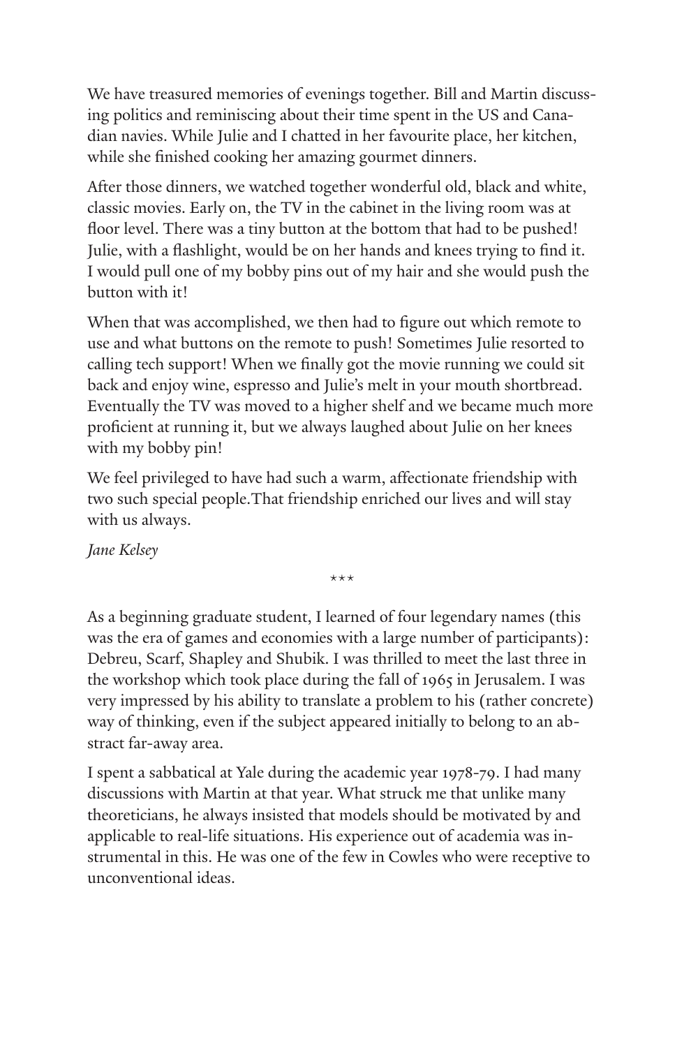We have treasured memories of evenings together. Bill and Martin discussing politics and reminiscing about their time spent in the US and Canadian navies. While Julie and I chatted in her favourite place, her kitchen, while she finished cooking her amazing gourmet dinners.

After those dinners, we watched together wonderful old, black and white, classic movies. Early on, the TV in the cabinet in the living room was at floor level. There was a tiny button at the bottom that had to be pushed! Julie, with a flashlight, would be on her hands and knees trying to find it. I would pull one of my bobby pins out of my hair and she would push the button with it!

When that was accomplished, we then had to figure out which remote to use and what buttons on the remote to push! Sometimes Julie resorted to calling tech support! When we finally got the movie running we could sit back and enjoy wine, espresso and Julie's melt in your mouth shortbread. Eventually the TV was moved to a higher shelf and we became much more proficient at running it, but we always laughed about Julie on her knees with my bobby pin!

We feel privileged to have had such a warm, affectionate friendship with two such special people.That friendship enriched our lives and will stay with us always.

*Jane Kelsey*

\*\*\*

As a beginning graduate student, I learned of four legendary names (this was the era of games and economies with a large number of participants): Debreu, Scarf, Shapley and Shubik. I was thrilled to meet the last three in the workshop which took place during the fall of 1965 in Jerusalem. I was very impressed by his ability to translate a problem to his (rather concrete) way of thinking, even if the subject appeared initially to belong to an abstract far-away area.

I spent a sabbatical at Yale during the academic year 1978-79. I had many discussions with Martin at that year. What struck me that unlike many theoreticians, he always insisted that models should be motivated by and applicable to real-life situations. His experience out of academia was instrumental in this. He was one of the few in Cowles who were receptive to unconventional ideas.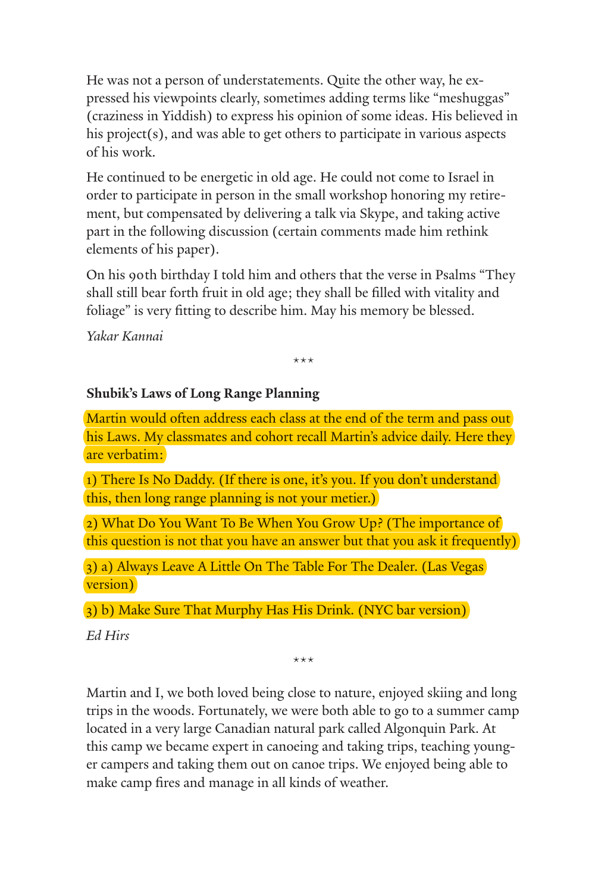He was not a person of understatements. Quite the other way, he expressed his viewpoints clearly, sometimes adding terms like "meshuggas" (craziness in Yiddish) to express his opinion of some ideas. His believed in his project(s), and was able to get others to participate in various aspects of his work.

He continued to be energetic in old age. He could not come to Israel in order to participate in person in the small workshop honoring my retirement, but compensated by delivering a talk via Skype, and taking active part in the following discussion (certain comments made him rethink elements of his paper).

On his 90th birthday I told him and others that the verse in Psalms "They shall still bear forth fruit in old age; they shall be filled with vitality and foliage" is very fitting to describe him. May his memory be blessed.

*Yakar Kannai*

\*\*\*

**Shubik's Laws of Long Range Planning**

Martin would often address each class at the end of the term and pass out his Laws. My classmates and cohort recall Martin's advice daily. Here they are verbatim:

1) There Is No Daddy. (If there is one, it's you. If you don't understand this, then long range planning is not your metier.)

2) What Do You Want To Be When You Grow Up? (The importance of this question is not that you have an answer but that you ask it frequently)

3) a) Always Leave A Little On The Table For The Dealer. (Las Vegas version)

3) b) Make Sure That Murphy Has His Drink. (NYC bar version)

*Ed Hirs*

\*\*\*

Martin and I, we both loved being close to nature, enjoyed skiing and long trips in the woods. Fortunately, we were both able to go to a summer camp located in a very large Canadian natural park called Algonquin Park. At this camp we became expert in canoeing and taking trips, teaching younger campers and taking them out on canoe trips. We enjoyed being able to make camp fires and manage in all kinds of weather.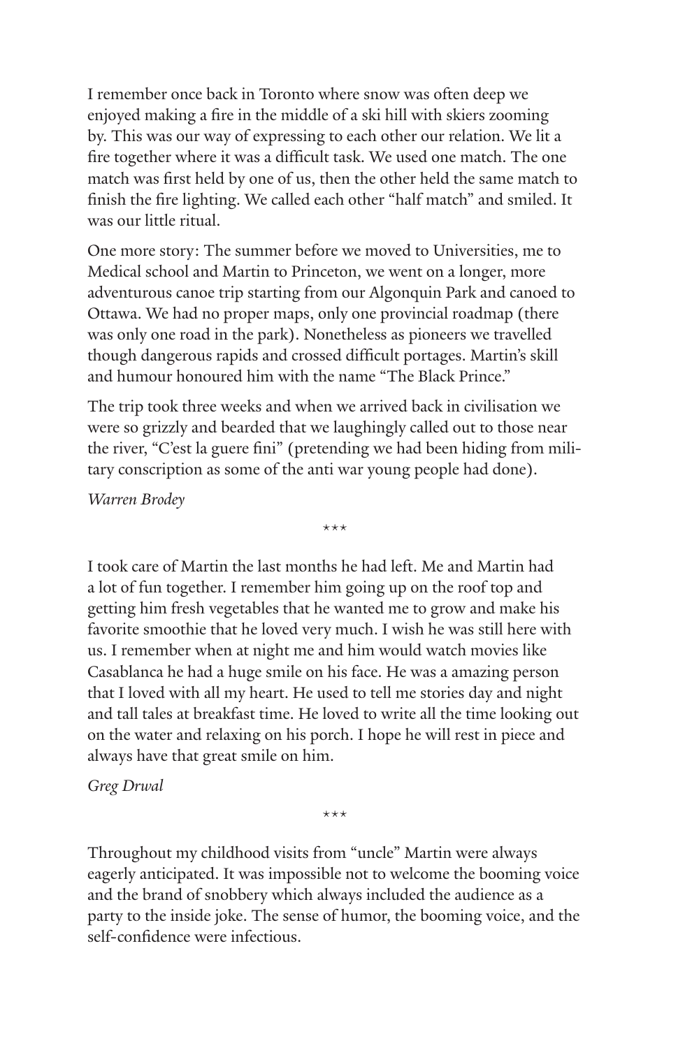I remember once back in Toronto where snow was often deep we enjoyed making a fire in the middle of a ski hill with skiers zooming by. This was our way of expressing to each other our relation. We lit a fire together where it was a difficult task. We used one match. The one match was first held by one of us, then the other held the same match to finish the fire lighting. We called each other "half match" and smiled. It was our little ritual.

One more story: The summer before we moved to Universities, me to Medical school and Martin to Princeton, we went on a longer, more adventurous canoe trip starting from our Algonquin Park and canoed to Ottawa. We had no proper maps, only one provincial roadmap (there was only one road in the park). Nonetheless as pioneers we travelled though dangerous rapids and crossed difficult portages. Martin's skill and humour honoured him with the name "The Black Prince."

The trip took three weeks and when we arrived back in civilisation we were so grizzly and bearded that we laughingly called out to those near the river, "C'est la guere fini" (pretending we had been hiding from military conscription as some of the anti war young people had done).

*Warren Brodey*

\*\*\*

I took care of Martin the last months he had left. Me and Martin had a lot of fun together. I remember him going up on the roof top and getting him fresh vegetables that he wanted me to grow and make his favorite smoothie that he loved very much. I wish he was still here with us. I remember when at night me and him would watch movies like Casablanca he had a huge smile on his face. He was a amazing person that I loved with all my heart. He used to tell me stories day and night and tall tales at breakfast time. He loved to write all the time looking out on the water and relaxing on his porch. I hope he will rest in piece and always have that great smile on him.

*Greg Drwal*

\*\*\*

Throughout my childhood visits from "uncle" Martin were always eagerly anticipated. It was impossible not to welcome the booming voice and the brand of snobbery which always included the audience as a party to the inside joke. The sense of humor, the booming voice, and the self-confidence were infectious.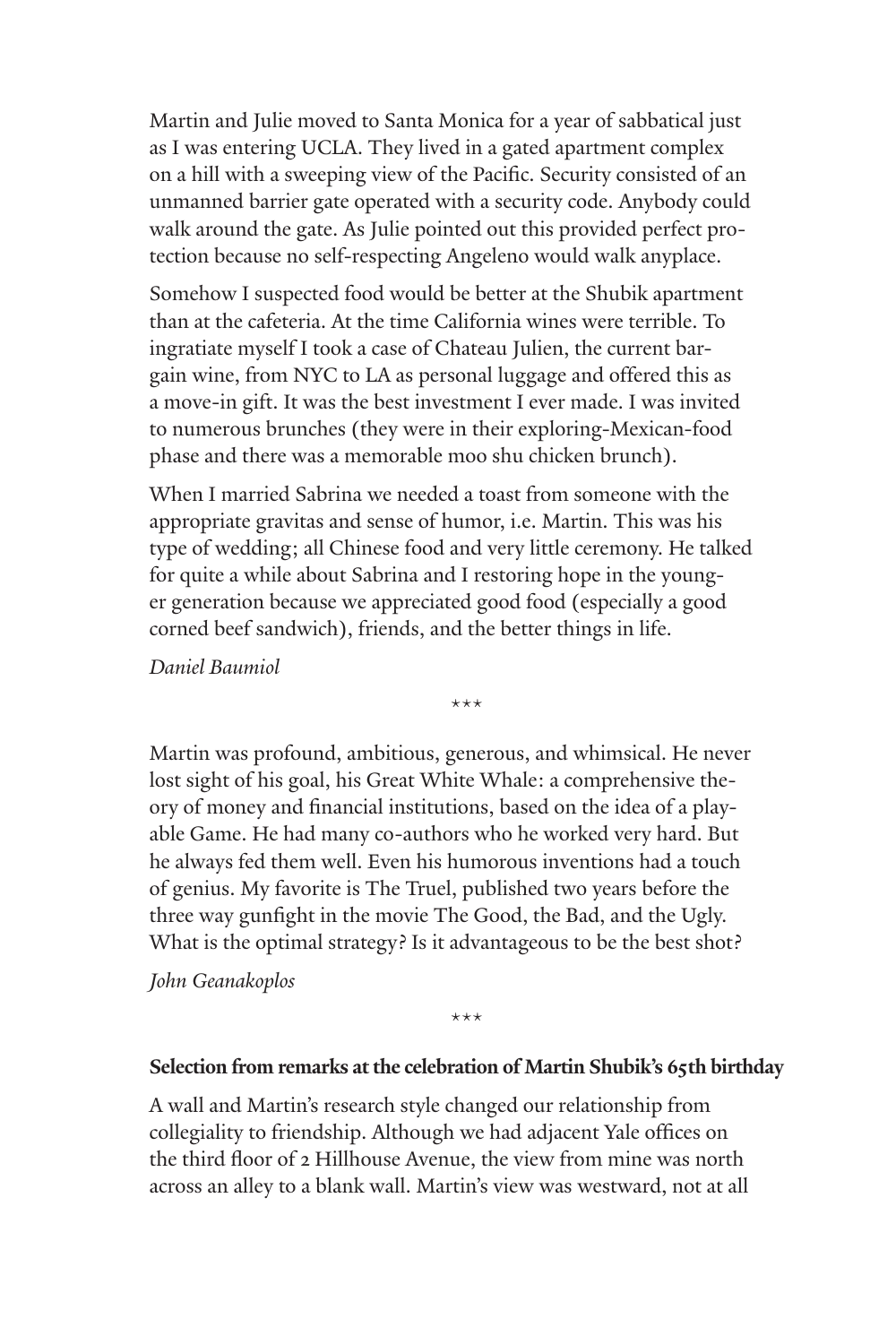Martin and Julie moved to Santa Monica for a year of sabbatical just as I was entering UCLA. They lived in a gated apartment complex on a hill with a sweeping view of the Pacific. Security consisted of an unmanned barrier gate operated with a security code. Anybody could walk around the gate. As Julie pointed out this provided perfect protection because no self-respecting Angeleno would walk anyplace.

Somehow I suspected food would be better at the Shubik apartment than at the cafeteria. At the time California wines were terrible. To ingratiate myself I took a case of Chateau Julien, the current bargain wine, from NYC to LA as personal luggage and offered this as a move-in gift. It was the best investment I ever made. I was invited to numerous brunches (they were in their exploring-Mexican-food phase and there was a memorable moo shu chicken brunch).

When I married Sabrina we needed a toast from someone with the appropriate gravitas and sense of humor, i.e. Martin. This was his type of wedding; all Chinese food and very little ceremony. He talked for quite a while about Sabrina and I restoring hope in the younger generation because we appreciated good food (especially a good corned beef sandwich), friends, and the better things in life.

*Daniel Baumiol*

\*\*\*

Martin was profound, ambitious, generous, and whimsical. He never lost sight of his goal, his Great White Whale: a comprehensive theory of money and financial institutions, based on the idea of a playable Game. He had many co-authors who he worked very hard. But he always fed them well. Even his humorous inventions had a touch of genius. My favorite is The Truel, published two years before the three way gunfight in the movie The Good, the Bad, and the Ugly. What is the optimal strategy? Is it advantageous to be the best shot?

*John Geanakoplos*

\*\*\*

**Selection from remarks at the celebration of Martin Shubik's 65th birthday**

A wall and Martin's research style changed our relationship from collegiality to friendship. Although we had adjacent Yale offices on the third floor of 2 Hillhouse Avenue, the view from mine was north across an alley to a blank wall. Martin's view was westward, not at all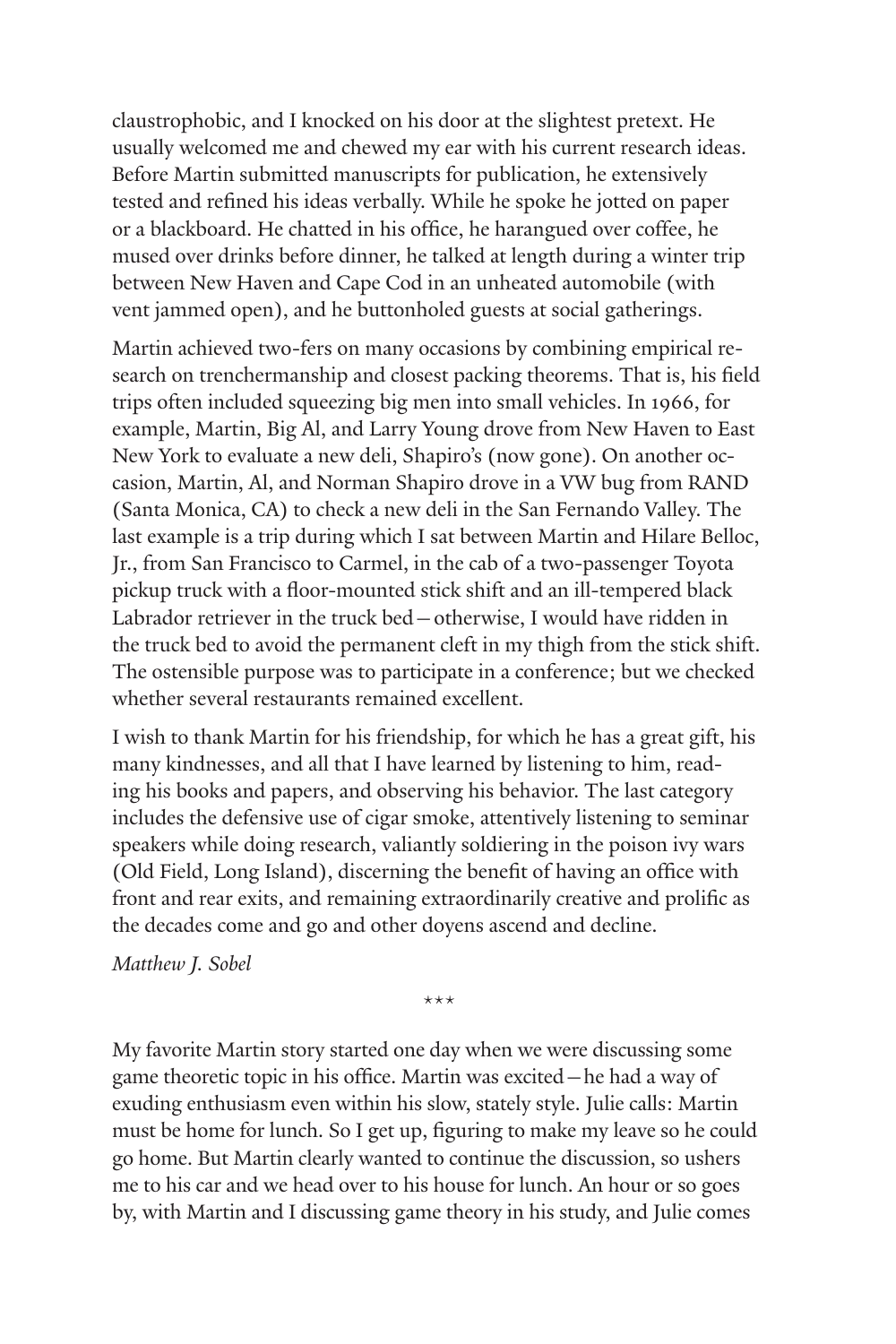claustrophobic, and I knocked on his door at the slightest pretext. He usually welcomed me and chewed my ear with his current research ideas. Before Martin submitted manuscripts for publication, he extensively tested and refined his ideas verbally. While he spoke he jotted on paper or a blackboard. He chatted in his office, he harangued over coffee, he mused over drinks before dinner, he talked at length during a winter trip between New Haven and Cape Cod in an unheated automobile (with vent jammed open), and he buttonholed guests at social gatherings.

Martin achieved two-fers on many occasions by combining empirical research on trenchermanship and closest packing theorems. That is, his field trips often included squeezing big men into small vehicles. In 1966, for example, Martin, Big Al, and Larry Young drove from New Haven to East New York to evaluate a new deli, Shapiro's (now gone). On another occasion, Martin, Al, and Norman Shapiro drove in a VW bug from RAND (Santa Monica, CA) to check a new deli in the San Fernando Valley. The last example is a trip during which I sat between Martin and Hilare Belloc, Jr., from San Francisco to Carmel, in the cab of a two-passenger Toyota pickup truck with a floor-mounted stick shift and an ill-tempered black Labrador retriever in the truck bed—otherwise, I would have ridden in the truck bed to avoid the permanent cleft in my thigh from the stick shift. The ostensible purpose was to participate in a conference; but we checked whether several restaurants remained excellent.

I wish to thank Martin for his friendship, for which he has a great gift, his many kindnesses, and all that I have learned by listening to him, reading his books and papers, and observing his behavior. The last category includes the defensive use of cigar smoke, attentively listening to seminar speakers while doing research, valiantly soldiering in the poison ivy wars (Old Field, Long Island), discerning the benefit of having an office with front and rear exits, and remaining extraordinarily creative and prolific as the decades come and go and other doyens ascend and decline.

*Matthew J. Sobel*

***

My favorite Martin story started one day when we were discussing some game theoretic topic in his office. Martin was excited—he had a way of exuding enthusiasm even within his slow, stately style. Julie calls: Martin must be home for lunch. So I get up, figuring to make my leave so he could go home. But Martin clearly wanted to continue the discussion, so ushers me to his car and we head over to his house for lunch. An hour or so goes by, with Martin and I discussing game theory in his study, and Julie comes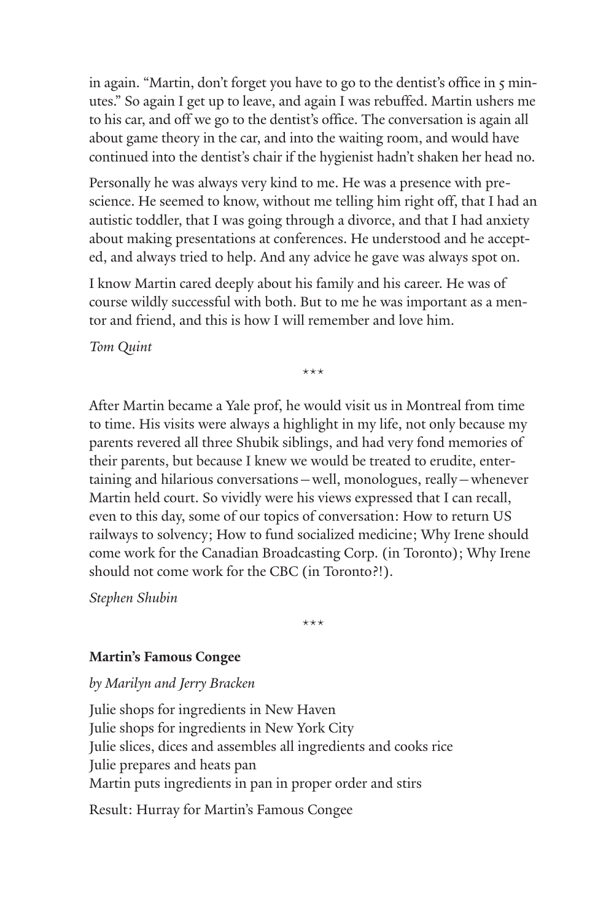in again. "Martin, don't forget you have to go to the dentist's office in 5 minutes." So again I get up to leave, and again I was rebuffed. Martin ushers me to his car, and off we go to the dentist's office. The conversation is again all about game theory in the car, and into the waiting room, and would have continued into the dentist's chair if the hygienist hadn't shaken her head no.

Personally he was always very kind to me. He was a presence with prescience. He seemed to know, without me telling him right off, that I had an autistic toddler, that I was going through a divorce, and that I had anxiety about making presentations at conferences. He understood and he accepted, and always tried to help. And any advice he gave was always spot on.

I know Martin cared deeply about his family and his career. He was of course wildly successful with both. But to me he was important as a mentor and friend, and this is how I will remember and love him.

*Tom Quint*

\*\*\*

After Martin became a Yale prof, he would visit us in Montreal from time to time. His visits were always a highlight in my life, not only because my parents revered all three Shubik siblings, and had very fond memories of their parents, but because I knew we would be treated to erudite, entertaining and hilarious conversations—well, monologues, really—whenever Martin held court. So vividly were his views expressed that I can recall, even to this day, some of our topics of conversation: How to return US railways to solvency; How to fund socialized medicine; Why Irene should come work for the Canadian Broadcasting Corp. (in Toronto); Why Irene should not come work for the CBC (in Toronto?!).

*Stephen Shubin*

\*\*\*

**Martin's Famous Congee**

*by Marilyn and Jerry Bracken*

Julie shops for ingredients in New Haven
Julie shops for ingredients in New York City
Julie slices, dices and assembles all ingredients and cooks rice
Julie prepares and heats pan
Martin puts ingredients in pan in proper order and stirs

Result: Hurray for Martin's Famous Congee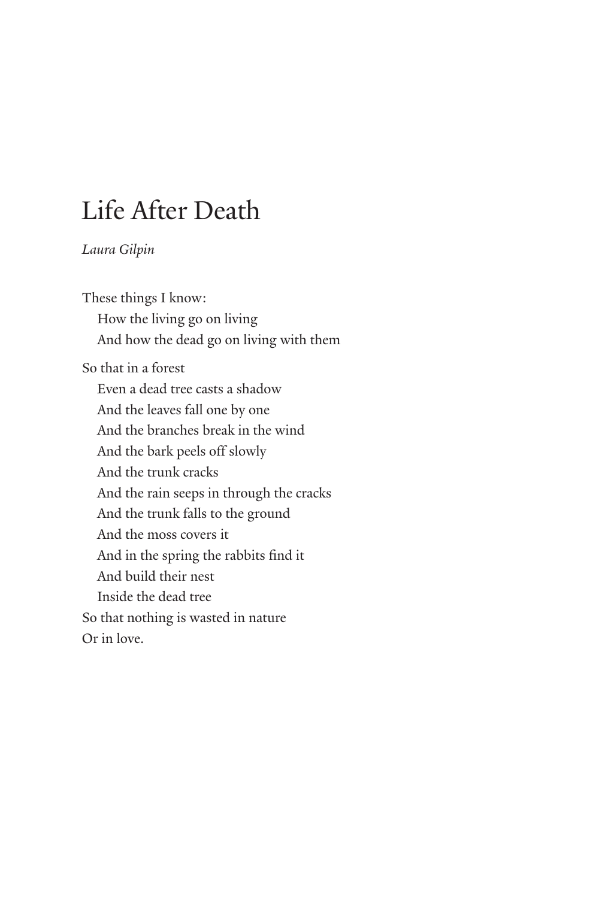# Life After Death

*Laura Gilpin*

These things I know:
&nbsp;&nbsp;&nbsp;&nbsp;How the living go on living
&nbsp;&nbsp;&nbsp;&nbsp;And how the dead go on living with them

So that in a forest
&nbsp;&nbsp;&nbsp;&nbsp;Even a dead tree casts a shadow
&nbsp;&nbsp;&nbsp;&nbsp;And the leaves fall one by one
&nbsp;&nbsp;&nbsp;&nbsp;And the branches break in the wind
&nbsp;&nbsp;&nbsp;&nbsp;And the bark peels off slowly
&nbsp;&nbsp;&nbsp;&nbsp;And the trunk cracks
&nbsp;&nbsp;&nbsp;&nbsp;And the rain seeps in through the cracks
&nbsp;&nbsp;&nbsp;&nbsp;And the trunk falls to the ground
&nbsp;&nbsp;&nbsp;&nbsp;And the moss covers it
&nbsp;&nbsp;&nbsp;&nbsp;And in the spring the rabbits find it
&nbsp;&nbsp;&nbsp;&nbsp;And build their nest
&nbsp;&nbsp;&nbsp;&nbsp;Inside the dead tree
So that nothing is wasted in nature
Or in love.